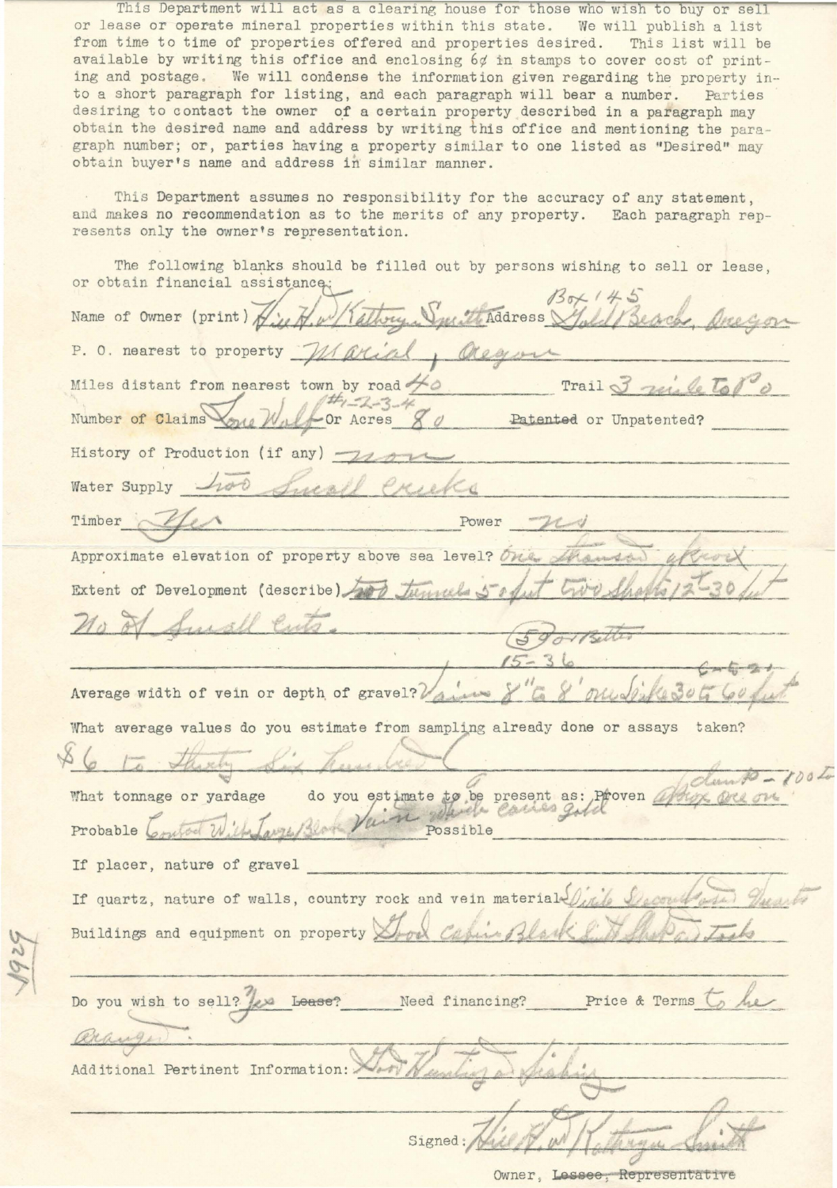This Department will act as a clearing house for those who wish to buy or sell or lease or operate mineral properties within this state. We will publish a list from time to time of properties offered and properties desired. This list will be available by writing this office and enclosing 6¢ in stamps to cover cost of printing and postage. We will condense the information given regarding the property into a short paragraph for listing, and each paragraph will bear a number. Parties desiring to contact the owner of a certain property described in a paragraph may obtain the desired name and address by writing this office and mentioning the paragraph number; or, parties having a property similar to one listed as "Desired" may obtain buyer's name and address in similar manner.

This Department assumes no responsibility for the accuracy of any statement, and makes no recommendation as to the merits of any property. Each paragraph represents only the owner's representation.

The following blanks should be filled out by persons wishing to sell or lease, or obtain financial assistance:

Name of Owner (print) Wie H. & Kathryn Smith Address Box 145 Gold Beach, Oregon

P. O. nearest to property Marial, Oregon

Miles distant from nearest town by road 40 Trail 3 mile to P.O.

Number of Claims Lone Wolf #1-2-3-4 Or Acres 80 ~~Patented~~ or Unpatented?

History of Production (if any) none

Water Supply Two Small Creeks

Timber Yes Power no

Approximate elevation of property above sea level? One thousand approx

Extent of Development (describe) two Tunnels 5-6 ft two Shafts 12-30 feet No of Small Cuts. 50 or better 15-36 6-5-21

Average width of vein or depth of gravel? Vains 8" to 8' one Dike 30 to 60 feet

What average values do you estimate from sampling already done or assays taken? $6 to thirty six hundred

What tonnage or yardage do you estimate to be present as: Proven approx one on dump - 100 to

Probable Contact With Large Block Vain which carries gold Possible

If placer, nature of gravel

If quartz, nature of walls, country rock and vein material Dirite Decomposed Quartz

Buildings and equipment on property Good cabin Black Smith Shop & tools

Do you wish to sell? Yes ~~Lease?~~ Need financing? Price & Terms to be arranged.

Additional Pertinent Information: Good Hunting & fishing

Signed: Wie H. & Kathryn Smith

Owner, ~~Lessee, Representative~~

1929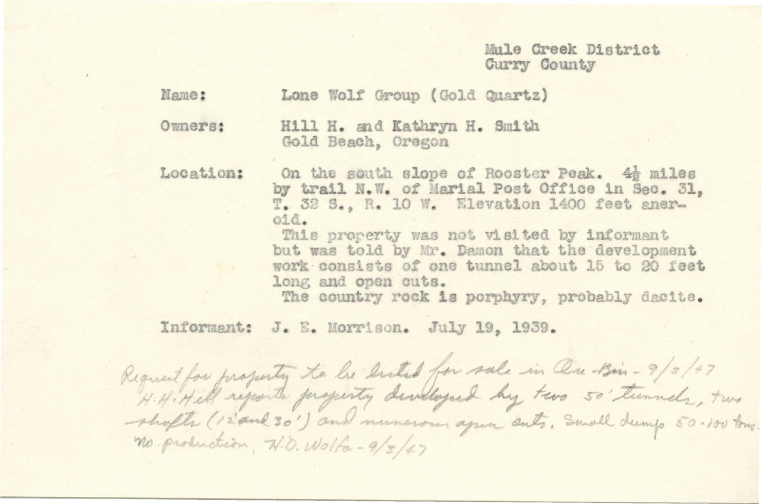Mule Creek District
Curry County

Name: Lone Wolf Group (Gold Quartz)

Owners: Hill H. and Kathryn H. Smith
Gold Beach, Oregon

Location: On the south slope of Rooster Peak. 4½ miles by trail N.W. of Marial Post Office in Sec. 31, T. 32 S., R. 10 W. Elevation 1400 feet aneroid.
This property was not visited by informant but was told by Mr. Damon that the development work consists of one tunnel about 15 to 20 feet long and open cuts.
The country rock is porphyry, probably dacite.

Informant: J. E. Morrison. July 19, 1939.

Request for property to be listed for sale in Ore-Bin - 9/3/47
H. H. Hill reports property developed by two 50' tunnels, two shafts (12' and 30') and numerous open cuts. Small dump 50-100 tons. No production. H.D. Wolfe - 9/3/47